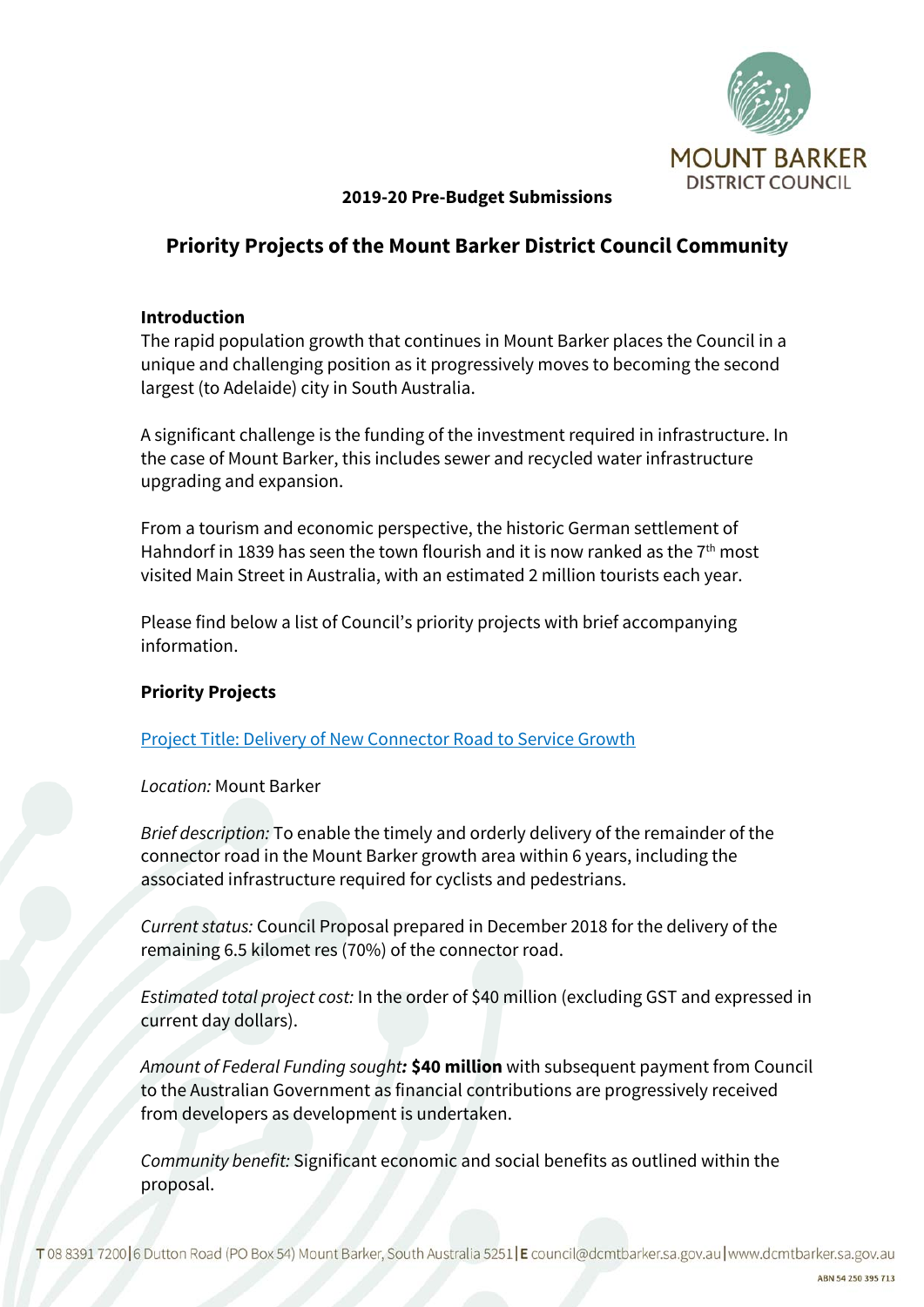**2019-20 Pre-Budget Submissions**

# Priority Projects of the Mount Barker District Council Community

### Introduction

The rapid population growth that continues in Mount Barker places the Council in a unique and challenging position as it progressively moves to becoming the second largest (to Adelaide) city in South Australia.

A significant challenge is the funding of the investment required in infrastructure. In the case of Mount Barker, this includes sewer and recycled water infrastructure upgrading and expansion.

From a tourism and economic perspective, the historic German settlement of Hahndorf in 1839 has seen the town flourish and it is now ranked as the 7th most visited Main Street in Australia, with an estimated 2 million tourists each year.

Please find below a list of Council's priority projects with brief accompanying information.

### Priority Projects

Project Title: Delivery of New Connector Road to Service Growth

*Location:* Mount Barker

*Brief description:* To enable the timely and orderly delivery of the remainder of the connector road in the Mount Barker growth area within 6 years, including the associated infrastructure required for cyclists and pedestrians.

*Current status:* Council Proposal prepared in December 2018 for the delivery of the remaining 6.5 kilomet res (70%) of the connector road.

*Estimated total project cost:* In the order of $40 million (excluding GST and expressed in current day dollars).

*Amount of Federal Funding sought:* **$40 million** with subsequent payment from Council to the Australian Government as financial contributions are progressively received from developers as development is undertaken.

*Community benefit:* Significant economic and social benefits as outlined within the proposal.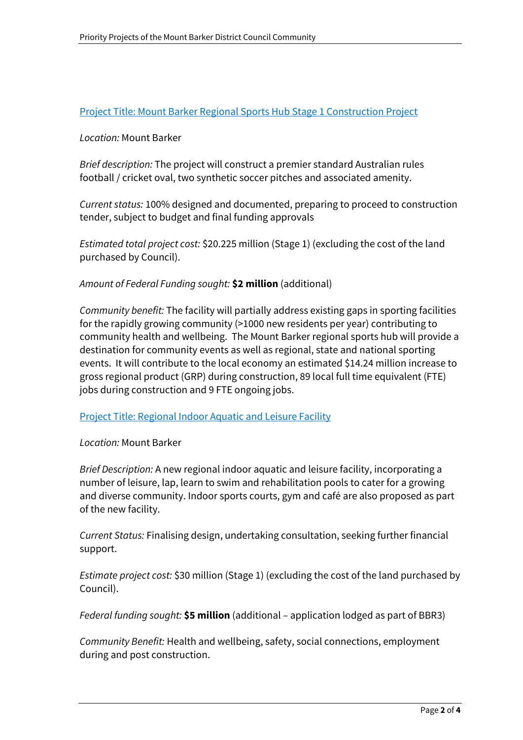## Project Title: Mount Barker Regional Sports Hub Stage 1 Construction Project

*Location:* Mount Barker

*Brief description:* The project will construct a premier standard Australian rules football / cricket oval, two synthetic soccer pitches and associated amenity.

*Current status:* 100% designed and documented, preparing to proceed to construction tender, subject to budget and final funding approvals

*Estimated total project cost:* $20.225 million (Stage 1) (excluding the cost of the land purchased by Council).

*Amount of Federal Funding sought:* **$2 million** (additional)

*Community benefit:* The facility will partially address existing gaps in sporting facilities for the rapidly growing community (>1000 new residents per year) contributing to community health and wellbeing. The Mount Barker regional sports hub will provide a destination for community events as well as regional, state and national sporting events. It will contribute to the local economy an estimated $14.24 million increase to gross regional product (GRP) during construction, 89 local full time equivalent (FTE) jobs during construction and 9 FTE ongoing jobs.

## Project Title: Regional Indoor Aquatic and Leisure Facility

*Location:* Mount Barker

*Brief Description:* A new regional indoor aquatic and leisure facility, incorporating a number of leisure, lap, learn to swim and rehabilitation pools to cater for a growing and diverse community. Indoor sports courts, gym and café are also proposed as part of the new facility.

*Current Status:* Finalising design, undertaking consultation, seeking further financial support.

*Estimate project cost:* $30 million (Stage 1) (excluding the cost of the land purchased by Council).

*Federal funding sought:* **$5 million** (additional – application lodged as part of BBR3)

*Community Benefit:* Health and wellbeing, safety, social connections, employment during and post construction.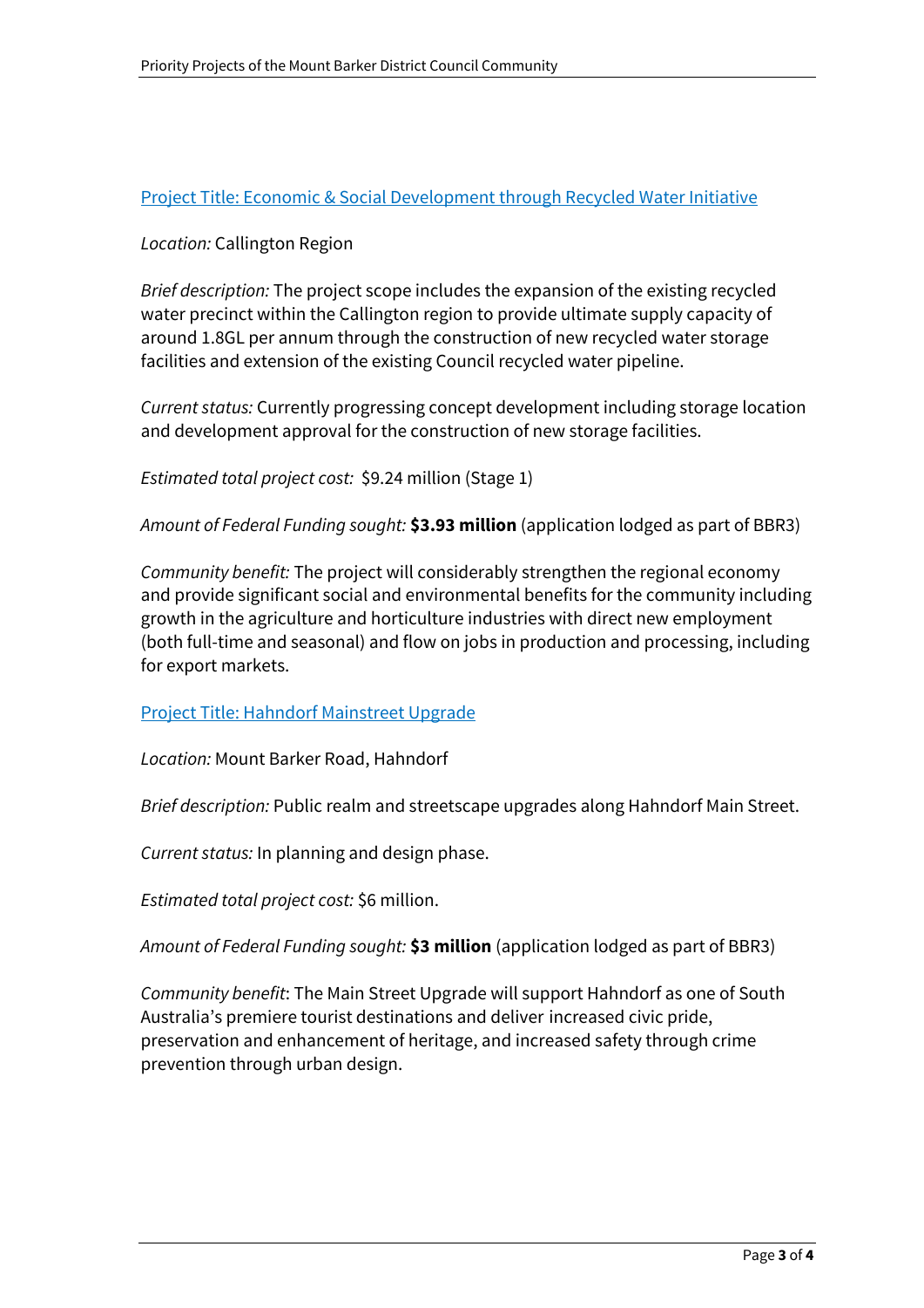[Project Title: Economic & Social Development through Recycled Water Initiative]

*Location:* Callington Region

*Brief description:* The project scope includes the expansion of the existing recycled water precinct within the Callington region to provide ultimate supply capacity of around 1.8GL per annum through the construction of new recycled water storage facilities and extension of the existing Council recycled water pipeline.

*Current status:* Currently progressing concept development including storage location and development approval for the construction of new storage facilities.

*Estimated total project cost:* $9.24 million (Stage 1)

*Amount of Federal Funding sought:* **$3.93 million** (application lodged as part of BBR3)

*Community benefit:* The project will considerably strengthen the regional economy and provide significant social and environmental benefits for the community including growth in the agriculture and horticulture industries with direct new employment (both full-time and seasonal) and flow on jobs in production and processing, including for export markets.

[Project Title: Hahndorf Mainstreet Upgrade]

*Location:* Mount Barker Road, Hahndorf

*Brief description:* Public realm and streetscape upgrades along Hahndorf Main Street.

*Current status:* In planning and design phase.

*Estimated total project cost:* $6 million.

*Amount of Federal Funding sought:* **$3 million** (application lodged as part of BBR3)

*Community benefit*: The Main Street Upgrade will support Hahndorf as one of South Australia's premiere tourist destinations and deliver increased civic pride, preservation and enhancement of heritage, and increased safety through crime prevention through urban design.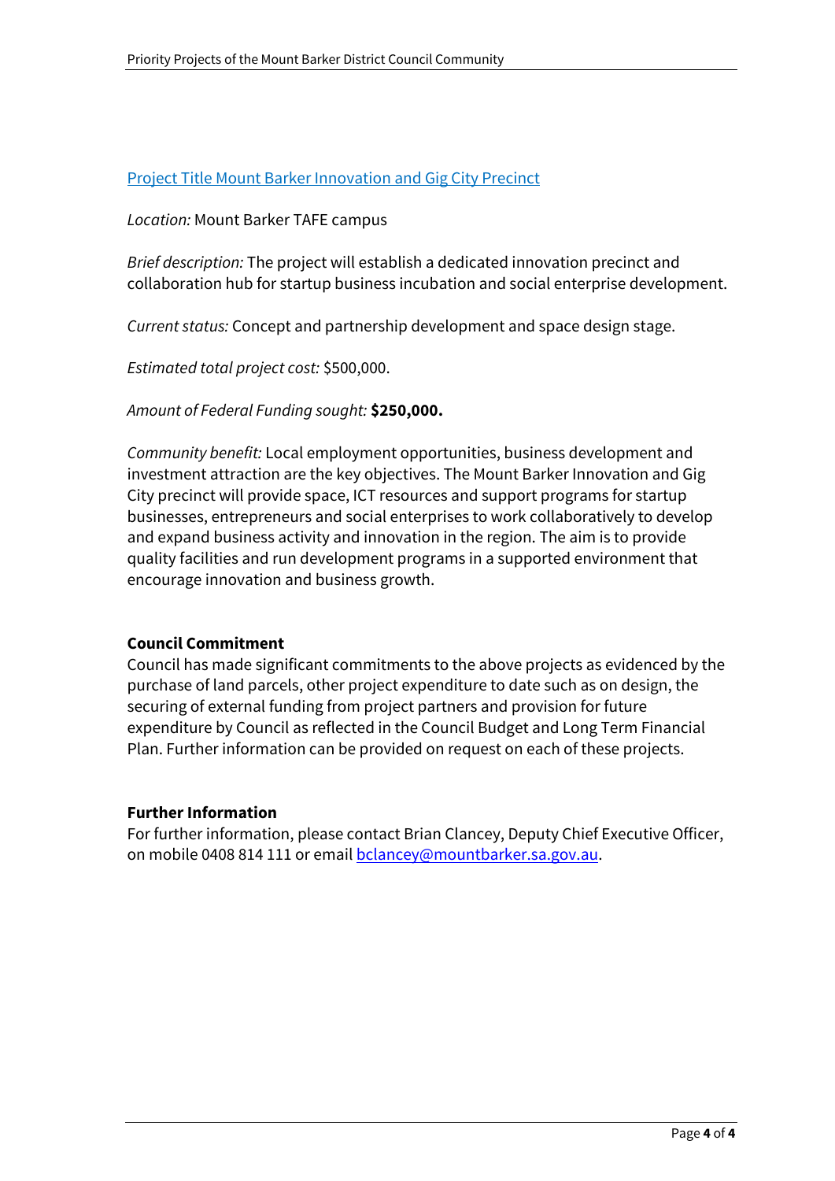[Project Title Mount Barker Innovation and Gig City Precinct]

*Location:* Mount Barker TAFE campus

*Brief description:* The project will establish a dedicated innovation precinct and collaboration hub for startup business incubation and social enterprise development.

*Current status:* Concept and partnership development and space design stage.

*Estimated total project cost:* $500,000.

*Amount of Federal Funding sought:* **$250,000.**

*Community benefit:* Local employment opportunities, business development and investment attraction are the key objectives. The Mount Barker Innovation and Gig City precinct will provide space, ICT resources and support programs for startup businesses, entrepreneurs and social enterprises to work collaboratively to develop and expand business activity and innovation in the region. The aim is to provide quality facilities and run development programs in a supported environment that encourage innovation and business growth.

**Council Commitment**

Council has made significant commitments to the above projects as evidenced by the purchase of land parcels, other project expenditure to date such as on design, the securing of external funding from project partners and provision for future expenditure by Council as reflected in the Council Budget and Long Term Financial Plan. Further information can be provided on request on each of these projects.

**Further Information**

For further information, please contact Brian Clancey, Deputy Chief Executive Officer, on mobile 0408 814 111 or email bclancey@mountbarker.sa.gov.au.